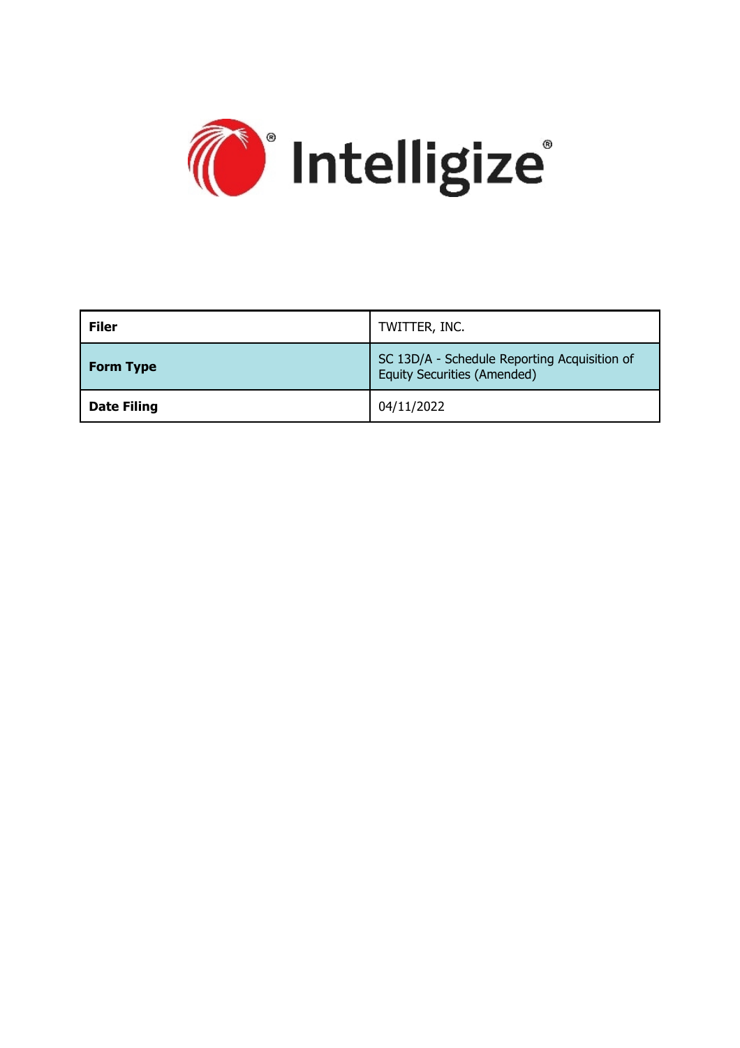Intelligize®

| Filer | TWITTER, INC. |
| --- | --- |
| **Form Type** | SC 13D/A - Schedule Reporting Acquisition of Equity Securities (Amended) |
| **Date Filing** | 04/11/2022 |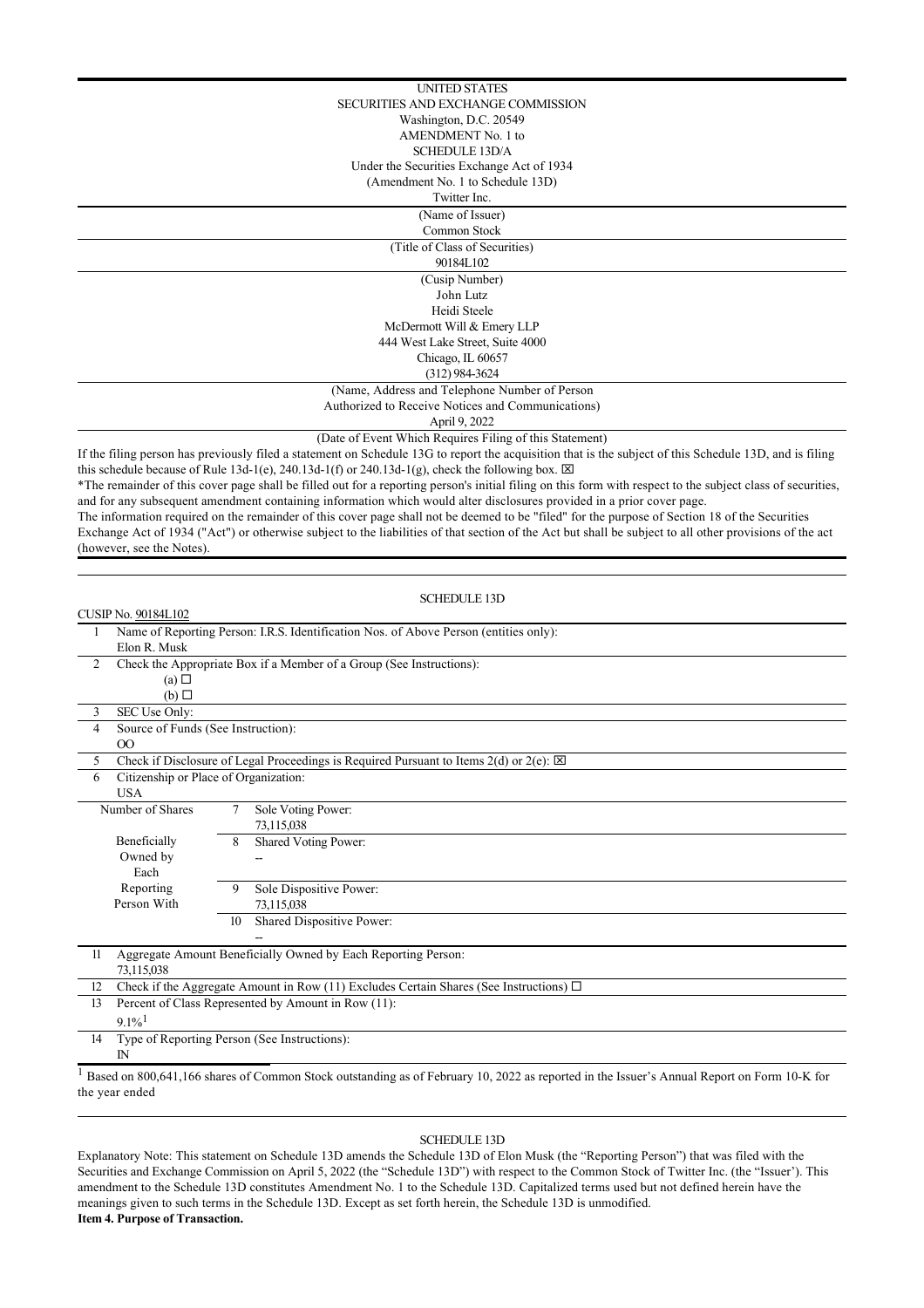UNITED STATES

SECURITIES AND EXCHANGE COMMISSION

Washington, D.C. 20549

AMENDMENT No. 1 to

SCHEDULE 13D/A

Under the Securities Exchange Act of 1934

(Amendment No. 1 to Schedule 13D)

Twitter Inc.

(Name of Issuer)

Common Stock

(Title of Class of Securities)

90184L102

(Cusip Number)

John Lutz

Heidi Steele

McDermott Will & Emery LLP

444 West Lake Street, Suite 4000

Chicago, IL 60657

(312) 984-3624

(Name, Address and Telephone Number of Person Authorized to Receive Notices and Communications)

April 9, 2022

(Date of Event Which Requires Filing of this Statement)

If the filing person has previously filed a statement on Schedule 13G to report the acquisition that is the subject of this Schedule 13D, and is filing this schedule because of Rule 13d-1(e), 240.13d-1(f) or 240.13d-1(g), check the following box. ☒

*The remainder of this cover page shall be filled out for a reporting person's initial filing on this form with respect to the subject class of securities, and for any subsequent amendment containing information which would alter disclosures provided in a prior cover page.

The information required on the remainder of this cover page shall not be deemed to be "filed" for the purpose of Section 18 of the Securities Exchange Act of 1934 ("Act") or otherwise subject to the liabilities of that section of the Act but shall be subject to all other provisions of the act (however, see the Notes).

SCHEDULE 13D

CUSIP No. 90184L102

| | | | |
|---|---|---|---|
| 1 | Name of Reporting Person: I.R.S. Identification Nos. of Above Person (entities only): Elon R. Musk | | |
| 2 | Check the Appropriate Box if a Member of a Group (See Instructions): (a) ☐ (b) ☐ | | |
| 3 | SEC Use Only: | | |
| 4 | Source of Funds (See Instruction): OO | | |
| 5 | Check if Disclosure of Legal Proceedings is Required Pursuant to Items 2(d) or 2(e): ☒ | | |
| 6 | Citizenship or Place of Organization: USA | | |
| Number of Shares Beneficially Owned by Each Reporting Person With | | 7 | Sole Voting Power: 73,115,038 |
| | | 8 | Shared Voting Power: -- |
| | | 9 | Sole Dispositive Power: 73,115,038 |
| | | 10 | Shared Dispositive Power: -- |
| 11 | Aggregate Amount Beneficially Owned by Each Reporting Person: 73,115,038 | | |
| 12 | Check if the Aggregate Amount in Row (11) Excludes Certain Shares (See Instructions) ☐ | | |
| 13 | Percent of Class Represented by Amount in Row (11): 9.1%[1] | | |
| 14 | Type of Reporting Person (See Instructions): IN | | |

[1] Based on 800,641,166 shares of Common Stock outstanding as of February 10, 2022 as reported in the Issuer's Annual Report on Form 10-K for the year ended

SCHEDULE 13D

Explanatory Note: This statement on Schedule 13D amends the Schedule 13D of Elon Musk (the "Reporting Person") that was filed with the Securities and Exchange Commission on April 5, 2022 (the "Schedule 13D") with respect to the Common Stock of Twitter Inc. (the "Issuer'). This amendment to the Schedule 13D constitutes Amendment No. 1 to the Schedule 13D. Capitalized terms used but not defined herein have the meanings given to such terms in the Schedule 13D. Except as set forth herein, the Schedule 13D is unmodified.

**Item 4. Purpose of Transaction.**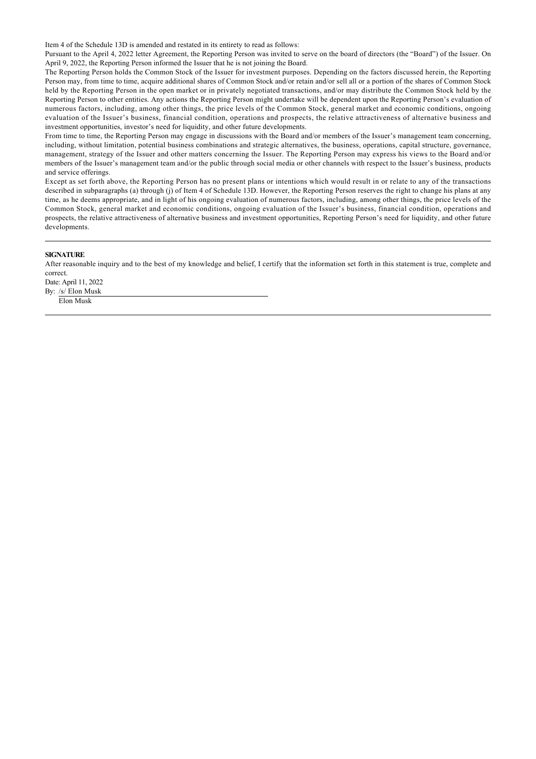Item 4 of the Schedule 13D is amended and restated in its entirety to read as follows:

Pursuant to the April 4, 2022 letter Agreement, the Reporting Person was invited to serve on the board of directors (the "Board") of the Issuer. On April 9, 2022, the Reporting Person informed the Issuer that he is not joining the Board.

The Reporting Person holds the Common Stock of the Issuer for investment purposes. Depending on the factors discussed herein, the Reporting Person may, from time to time, acquire additional shares of Common Stock and/or retain and/or sell all or a portion of the shares of Common Stock held by the Reporting Person in the open market or in privately negotiated transactions, and/or may distribute the Common Stock held by the Reporting Person to other entities. Any actions the Reporting Person might undertake will be dependent upon the Reporting Person's evaluation of numerous factors, including, among other things, the price levels of the Common Stock, general market and economic conditions, ongoing evaluation of the Issuer's business, financial condition, operations and prospects, the relative attractiveness of alternative business and investment opportunities, investor's need for liquidity, and other future developments.

From time to time, the Reporting Person may engage in discussions with the Board and/or members of the Issuer's management team concerning, including, without limitation, potential business combinations and strategic alternatives, the business, operations, capital structure, governance, management, strategy of the Issuer and other matters concerning the Issuer. The Reporting Person may express his views to the Board and/or members of the Issuer's management team and/or the public through social media or other channels with respect to the Issuer's business, products and service offerings.

Except as set forth above, the Reporting Person has no present plans or intentions which would result in or relate to any of the transactions described in subparagraphs (a) through (j) of Item 4 of Schedule 13D. However, the Reporting Person reserves the right to change his plans at any time, as he deems appropriate, and in light of his ongoing evaluation of numerous factors, including, among other things, the price levels of the Common Stock, general market and economic conditions, ongoing evaluation of the Issuer's business, financial condition, operations and prospects, the relative attractiveness of alternative business and investment opportunities, Reporting Person's need for liquidity, and other future developments.

---

**SIGNATURE**

After reasonable inquiry and to the best of my knowledge and belief, I certify that the information set forth in this statement is true, complete and correct.

Date: April 11, 2022

By: /s/ Elon Musk

Elon Musk